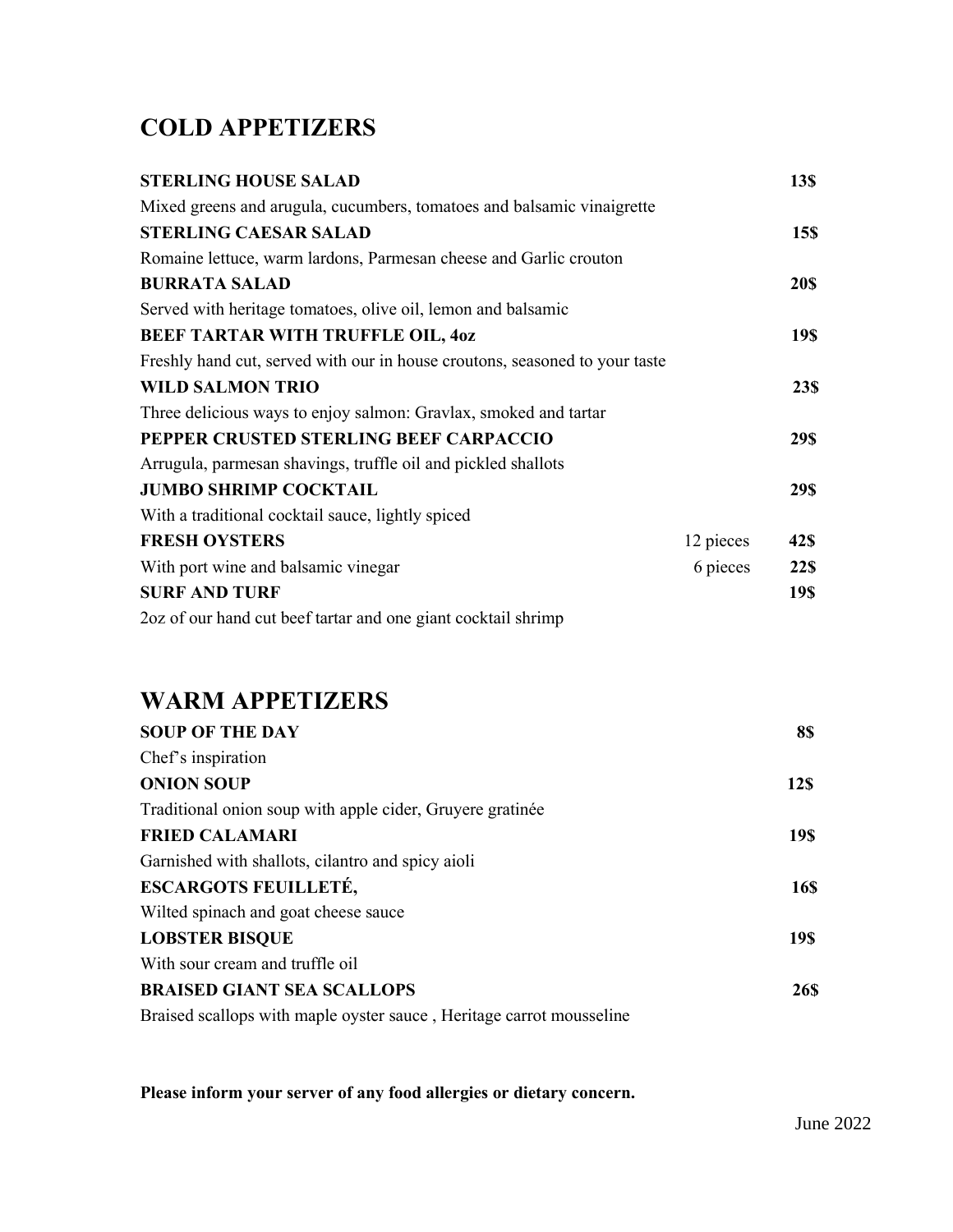# COLD APPETIZERS

**STERLING HOUSE SALAD** **13$**
Mixed greens and arugula, cucumbers, tomatoes and balsamic vinaigrette

**STERLING CAESAR SALAD** **15$**
Romaine lettuce, warm lardons, Parmesan cheese and Garlic crouton

**BURRATA SALAD** **20$**
Served with heritage tomatoes, olive oil, lemon and balsamic

**BEEF TARTAR WITH TRUFFLE OIL, 4oz** **19$**
Freshly hand cut, served with our in house croutons, seasoned to your taste

**WILD SALMON TRIO** **23$**
Three delicious ways to enjoy salmon: Gravlax, smoked and tartar

**PEPPER CRUSTED STERLING BEEF CARPACCIO** **29$**
Arrugula, parmesan shavings, truffle oil and pickled shallots

**JUMBO SHRIMP COCKTAIL** **29$**
With a traditional cocktail sauce, lightly spiced

**FRESH OYSTERS** 12 pieces **42$**
With port wine and balsamic vinegar 6 pieces **22$**

**SURF AND TURF** **19$**
2oz of our hand cut beef tartar and one giant cocktail shrimp

# WARM APPETIZERS

**SOUP OF THE DAY** **8$**
Chef's inspiration

**ONION SOUP** **12$**
Traditional onion soup with apple cider, Gruyere gratinée

**FRIED CALAMARI** **19$**
Garnished with shallots, cilantro and spicy aioli

**ESCARGOTS FEUILLETÉ,** **16$**
Wilted spinach and goat cheese sauce

**LOBSTER BISQUE** **19$**
With sour cream and truffle oil

**BRAISED GIANT SEA SCALLOPS** **26$**
Braised scallops with maple oyster sauce , Heritage carrot mousseline

**Please inform your server of any food allergies or dietary concern.**

June 2022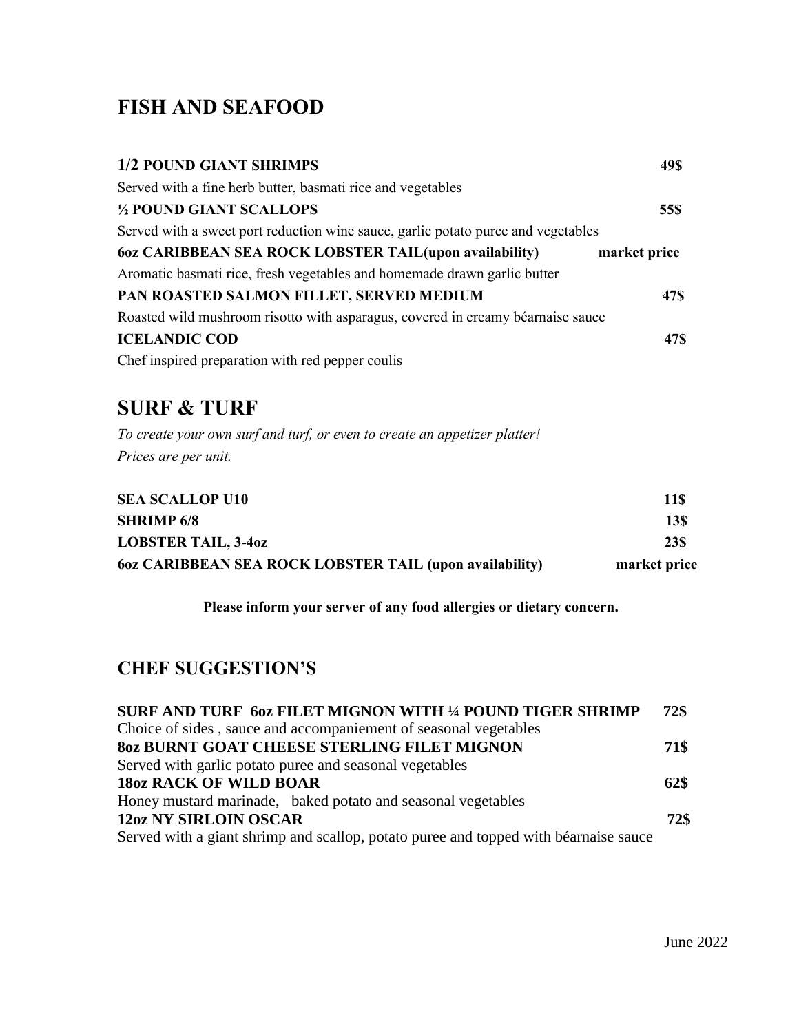## FISH AND SEAFOOD

**1/2 POUND GIANT SHRIMPS** **49$**
Served with a fine herb butter, basmati rice and vegetables

**½ POUND GIANT SCALLOPS** **55$**
Served with a sweet port reduction wine sauce, garlic potato puree and vegetables

**6oz CARIBBEAN SEA ROCK LOBSTER TAIL(upon availability)** **market price**
Aromatic basmati rice, fresh vegetables and homemade drawn garlic butter

**PAN ROASTED SALMON FILLET, SERVED MEDIUM** **47$**
Roasted wild mushroom risotto with asparagus, covered in creamy béarnaise sauce

**ICELANDIC COD** **47$**
Chef inspired preparation with red pepper coulis

## SURF & TURF

*To create your own surf and turf, or even to create an appetizer platter!*
*Prices are per unit.*

| | |
|---|---|
| **SEA SCALLOP U10** | **11$** |
| **SHRIMP 6/8** | **13$** |
| **LOBSTER TAIL, 3-4oz** | **23$** |
| **6oz CARIBBEAN SEA ROCK LOBSTER TAIL (upon availability)** | **market price** |

**Please inform your server of any food allergies or dietary concern.**

## CHEF SUGGESTION'S

**SURF AND TURF 6oz FILET MIGNON WITH ¼ POUND TIGER SHRIMP** **72$**
Choice of sides , sauce and accompaniement of seasonal vegetables

**8oz BURNT GOAT CHEESE STERLING FILET MIGNON** **71$**
Served with garlic potato puree and seasonal vegetables

**18oz RACK OF WILD BOAR** **62$**
Honey mustard marinade, baked potato and seasonal vegetables

**12oz NY SIRLOIN OSCAR** **72$**
Served with a giant shrimp and scallop, potato puree and topped with béarnaise sauce

June 2022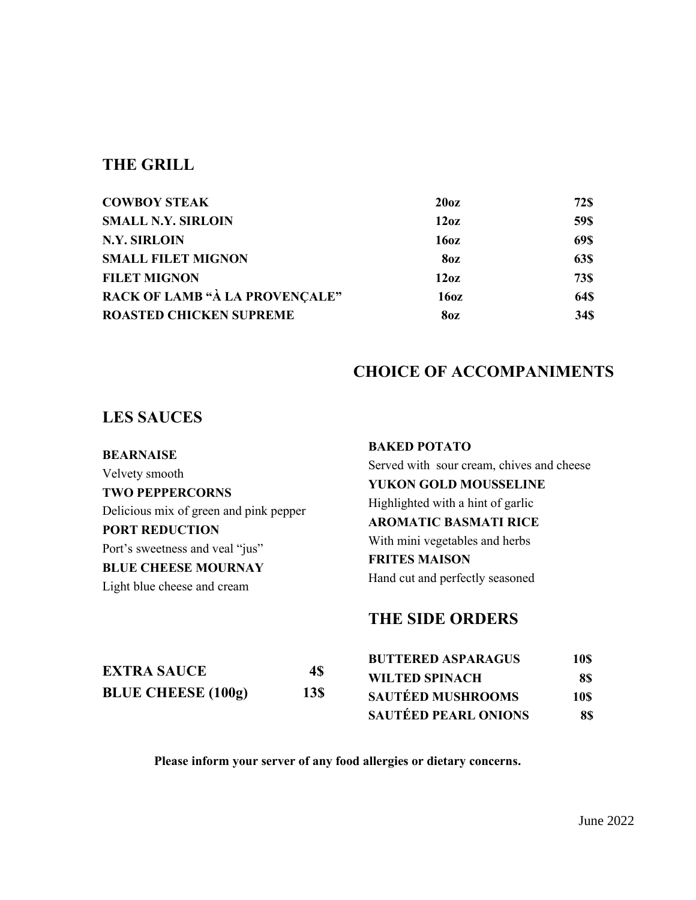## THE GRILL

| | | |
|---|---|---|
| **COWBOY STEAK** | **20oz** | **72$** |
| **SMALL N.Y. SIRLOIN** | **12oz** | **59$** |
| **N.Y. SIRLOIN** | **16oz** | **69$** |
| **SMALL FILET MIGNON** | **8oz** | **63$** |
| **FILET MIGNON** | **12oz** | **73$** |
| **RACK OF LAMB "À LA PROVENÇALE"** | **16oz** | **64$** |
| **ROASTED CHICKEN SUPREME** | **8oz** | **34$** |

## LES SAUCES

**BEARNAISE**
Velvety smooth

**TWO PEPPERCORNS**
Delicious mix of green and pink pepper

**PORT REDUCTION**
Port's sweetness and veal "jus"

**BLUE CHEESE MOURNAY**
Light blue cheese and cream

| | |
|---|---|
| **EXTRA SAUCE** | **4$** |
| **BLUE CHEESE (100g)** | **13$** |

## CHOICE OF ACCOMPANIMENTS

**BAKED POTATO**
Served with sour cream, chives and cheese

**YUKON GOLD MOUSSELINE**
Highlighted with a hint of garlic

**AROMATIC BASMATI RICE**
With mini vegetables and herbs

**FRITES MAISON**
Hand cut and perfectly seasoned

## THE SIDE ORDERS

| | |
|---|---|
| **BUTTERED ASPARAGUS** | **10$** |
| **WILTED SPINACH** | **8$** |
| **SAUTÉED MUSHROOMS** | **10$** |
| **SAUTÉED PEARL ONIONS** | **8$** |

**Please inform your server of any food allergies or dietary concerns.**

June 2022